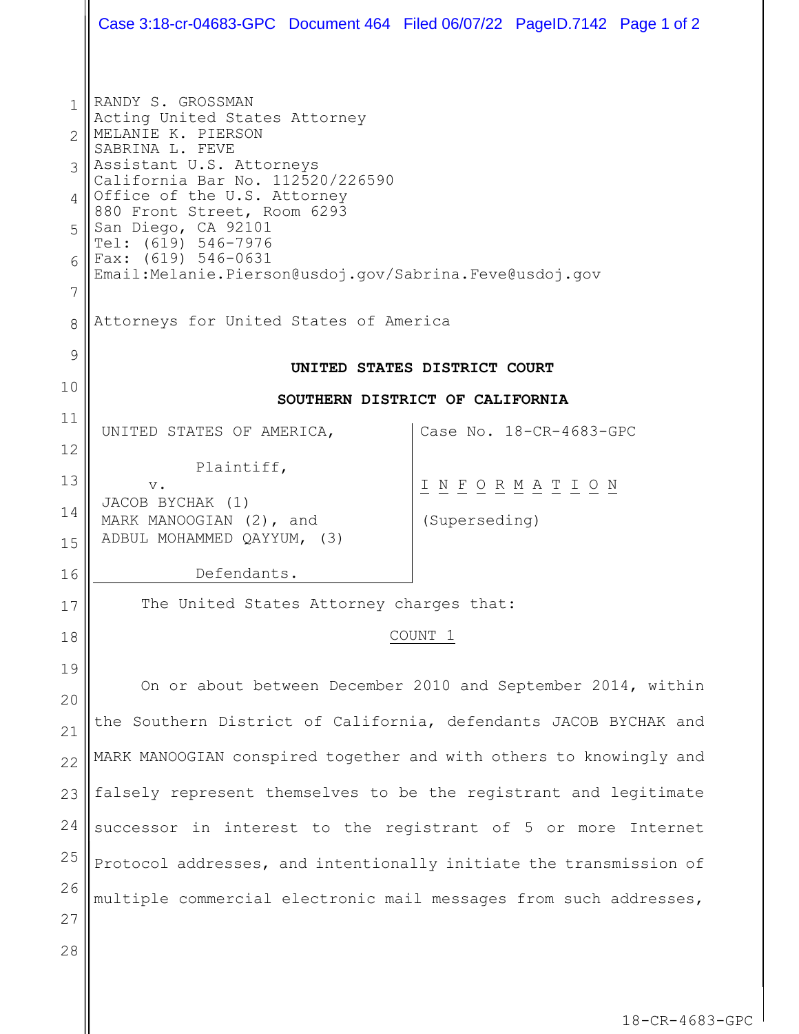RANDY S. GROSSMAN
Acting United States Attorney
MELANIE K. PIERSON
SABRINA L. FEVE
Assistant U.S. Attorneys
California Bar No. 112520/226590
Office of the U.S. Attorney
880 Front Street, Room 6293
San Diego, CA 92101
Tel: (619) 546-7976
Fax: (619) 546-0631
Email:Melanie.Pierson@usdoj.gov/Sabrina.Feve@usdoj.gov

Attorneys for United States of America

**UNITED STATES DISTRICT COURT**

**SOUTHERN DISTRICT OF CALIFORNIA**

| | |
|---|---|
| UNITED STATES OF AMERICA,<br><br>Plaintiff,<br><br>v.<br><br>JACOB BYCHAK (1)<br>MARK MANOOGIAN (2), and<br>ADBUL MOHAMMED QAYYUM, (3)<br><br>Defendants. | Case No. 18-CR-4683-GPC<br><br>I N F O R M A T I O N<br><br>(Superseding) |

The United States Attorney charges that:

COUNT 1

On or about between December 2010 and September 2014, within the Southern District of California, defendants JACOB BYCHAK and MARK MANOOGIAN conspired together and with others to knowingly and falsely represent themselves to be the registrant and legitimate successor in interest to the registrant of 5 or more Internet Protocol addresses, and intentionally initiate the transmission of multiple commercial electronic mail messages from such addresses,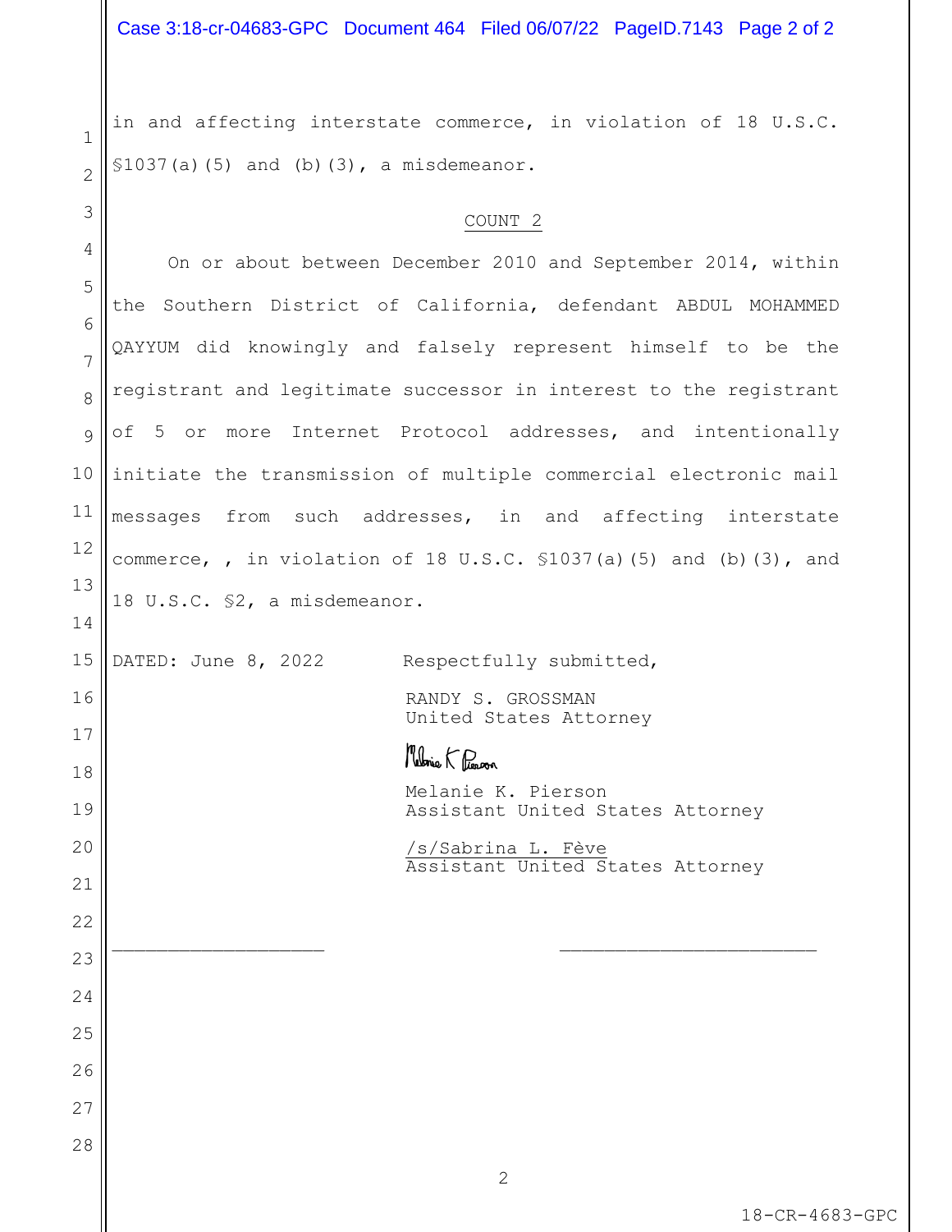in and affecting interstate commerce, in violation of 18 U.S.C. §1037(a)(5) and (b)(3), a misdemeanor.

COUNT 2

On or about between December 2010 and September 2014, within the Southern District of California, defendant ABDUL MOHAMMED QAYYUM did knowingly and falsely represent himself to be the registrant and legitimate successor in interest to the registrant of 5 or more Internet Protocol addresses, and intentionally initiate the transmission of multiple commercial electronic mail messages from such addresses, in and affecting interstate commerce, , in violation of 18 U.S.C. §1037(a)(5) and (b)(3), and 18 U.S.C. §2, a misdemeanor.

DATED: June 8, 2022

Respectfully submitted,

RANDY S. GROSSMAN
United States Attorney

Melanie K. Pierson
Assistant United States Attorney

/s/Sabrina L. Fève
Assistant United States Attorney

18-CR-4683-GPC